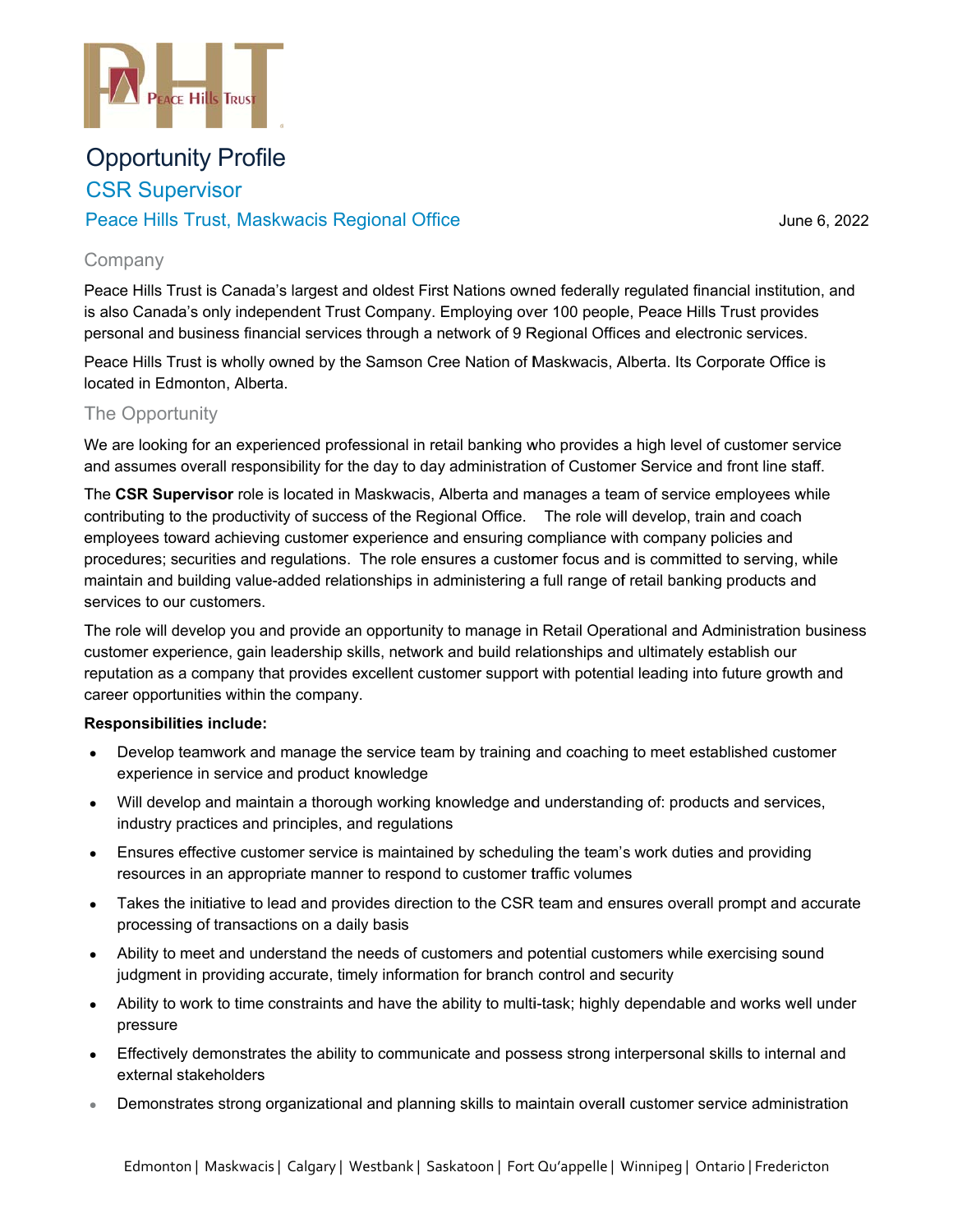# Opportunity Profile

## CSR Supervisor

### Peace Hills Trust, Maskwacis Regional Office

June 6, 2022

## Company

Peace Hills Trust is Canada's largest and oldest First Nations owned federally regulated financial institution, and is also Canada's only independent Trust Company. Employing over 100 people, Peace Hills Trust provides personal and business financial services through a network of 9 Regional Offices and electronic services.

Peace Hills Trust is wholly owned by the Samson Cree Nation of Maskwacis, Alberta. Its Corporate Office is located in Edmonton, Alberta.

## The Opportunity

We are looking for an experienced professional in retail banking who provides a high level of customer service and assumes overall responsibility for the day to day administration of Customer Service and front line staff.

The **CSR Supervisor** role is located in Maskwacis, Alberta and manages a team of service employees while contributing to the productivity of success of the Regional Office. The role will develop, train and coach employees toward achieving customer experience and ensuring compliance with company policies and procedures; securities and regulations. The role ensures a customer focus and is committed to serving, while maintain and building value-added relationships in administering a full range of retail banking products and services to our customers.

The role will develop you and provide an opportunity to manage in Retail Operational and Administration business customer experience, gain leadership skills, network and build relationships and ultimately establish our reputation as a company that provides excellent customer support with potential leading into future growth and career opportunities within the company.

**Responsibilities include:**

- Develop teamwork and manage the service team by training and coaching to meet established customer experience in service and product knowledge
- Will develop and maintain a thorough working knowledge and understanding of: products and services, industry practices and principles, and regulations
- Ensures effective customer service is maintained by scheduling the team's work duties and providing resources in an appropriate manner to respond to customer traffic volumes
- Takes the initiative to lead and provides direction to the CSR team and ensures overall prompt and accurate processing of transactions on a daily basis
- Ability to meet and understand the needs of customers and potential customers while exercising sound judgment in providing accurate, timely information for branch control and security
- Ability to work to time constraints and have the ability to multi-task; highly dependable and works well under pressure
- Effectively demonstrates the ability to communicate and possess strong interpersonal skills to internal and external stakeholders
- Demonstrates strong organizational and planning skills to maintain overall customer service administration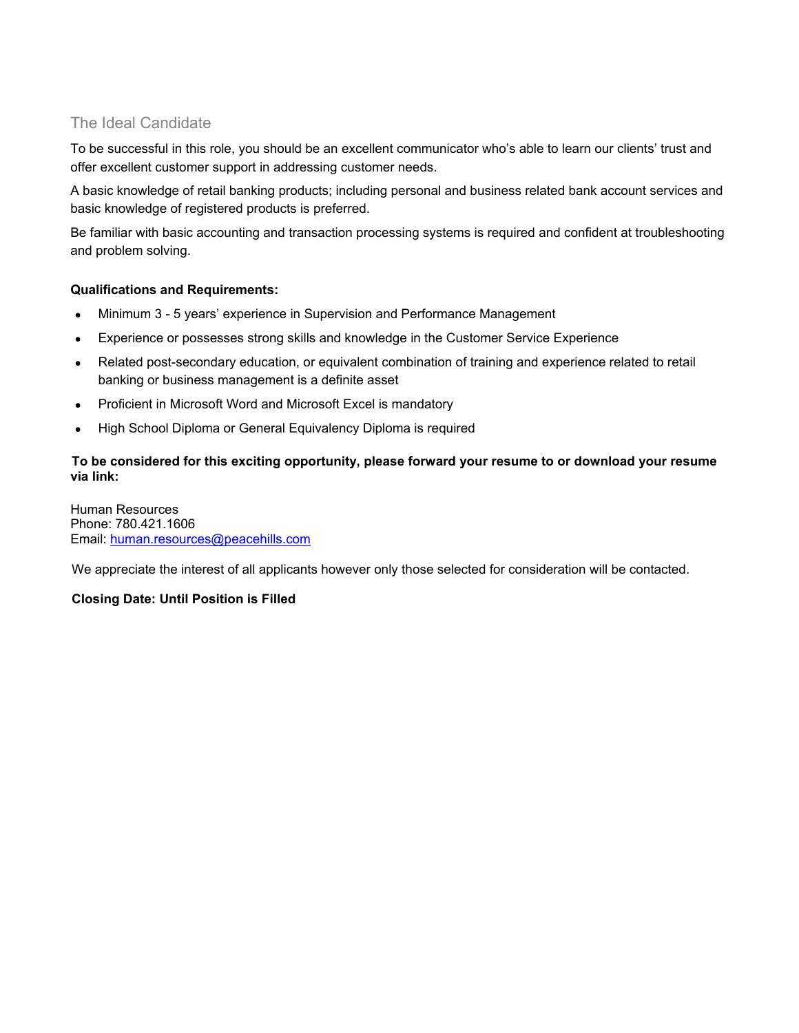## The Ideal Candidate

To be successful in this role, you should be an excellent communicator who's able to learn our clients' trust and offer excellent customer support in addressing customer needs.

A basic knowledge of retail banking products; including personal and business related bank account services and basic knowledge of registered products is preferred.

Be familiar with basic accounting and transaction processing systems is required and confident at troubleshooting and problem solving.

**Qualifications and Requirements:**

- Minimum 3 - 5 years' experience in Supervision and Performance Management
- Experience or possesses strong skills and knowledge in the Customer Service Experience
- Related post-secondary education, or equivalent combination of training and experience related to retail banking or business management is a definite asset
- Proficient in Microsoft Word and Microsoft Excel is mandatory
- High School Diploma or General Equivalency Diploma is required

**To be considered for this exciting opportunity, please forward your resume to or download your resume via link:**

Human Resources
Phone: 780.421.1606
Email: human.resources@peacehills.com

We appreciate the interest of all applicants however only those selected for consideration will be contacted.

**Closing Date: Until Position is Filled**